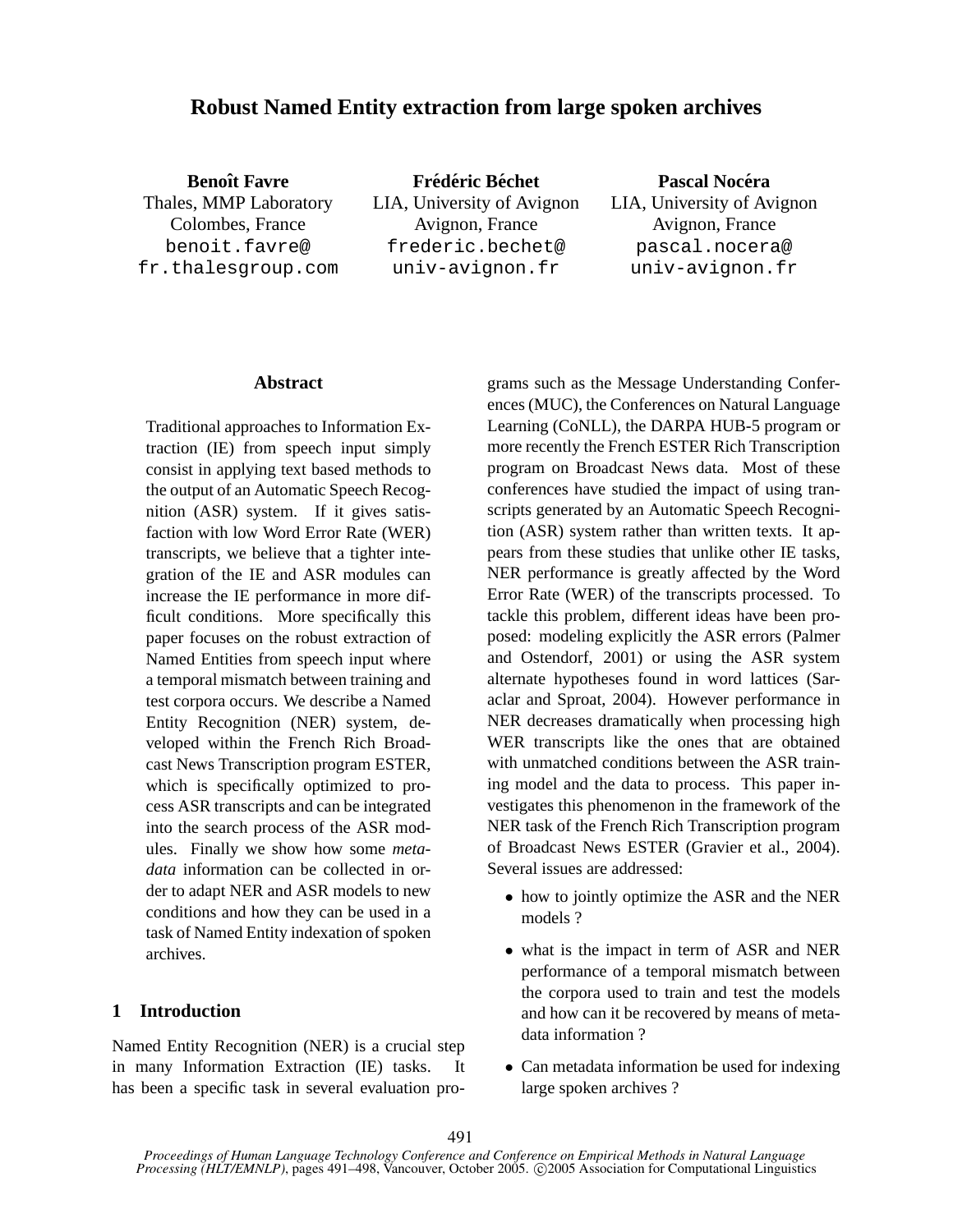# Robust Named Entity extraction from large spoken archives

**Benoît Favre**
Thales, MMP Laboratory
Colombes, France
benoit.favre@fr.thalesgroup.com

**Frédéric Béchet**
LIA, University of Avignon
Avignon, France
frederic.bechet@univ-avignon.fr

**Pascal Nocéra**
LIA, University of Avignon
Avignon, France
pascal.nocera@univ-avignon.fr

## Abstract

Traditional approaches to Information Extraction (IE) from speech input simply consist in applying text based methods to the output of an Automatic Speech Recognition (ASR) system. If it gives satisfaction with low Word Error Rate (WER) transcripts, we believe that a tighter integration of the IE and ASR modules can increase the IE performance in more difficult conditions. More specifically this paper focuses on the robust extraction of Named Entities from speech input where a temporal mismatch between training and test corpora occurs. We describe a Named Entity Recognition (NER) system, developed within the French Rich Broadcast News Transcription program ESTER, which is specifically optimized to process ASR transcripts and can be integrated into the search process of the ASR modules. Finally we show how some *metadata* information can be collected in order to adapt NER and ASR models to new conditions and how they can be used in a task of Named Entity indexation of spoken archives.

## 1 Introduction

Named Entity Recognition (NER) is a crucial step in many Information Extraction (IE) tasks. It has been a specific task in several evaluation programs such as the Message Understanding Conferences (MUC), the Conferences on Natural Language Learning (CoNLL), the DARPA HUB-5 program or more recently the French ESTER Rich Transcription program on Broadcast News data. Most of these conferences have studied the impact of using transcripts generated by an Automatic Speech Recognition (ASR) system rather than written texts. It appears from these studies that unlike other IE tasks, NER performance is greatly affected by the Word Error Rate (WER) of the transcripts processed. To tackle this problem, different ideas have been proposed: modeling explicitly the ASR errors (Palmer and Ostendorf, 2001) or using the ASR system alternate hypotheses found in word lattices (Saraclar and Sproat, 2004). However performance in NER decreases dramatically when processing high WER transcripts like the ones that are obtained with unmatched conditions between the ASR training model and the data to process. This paper investigates this phenomenon in the framework of the NER task of the French Rich Transcription program of Broadcast News ESTER (Gravier et al., 2004). Several issues are addressed:

- how to jointly optimize the ASR and the NER models ?
- what is the impact in term of ASR and NER performance of a temporal mismatch between the corpora used to train and test the models and how can it be recovered by means of metadata information ?
- Can metadata information be used for indexing large spoken archives ?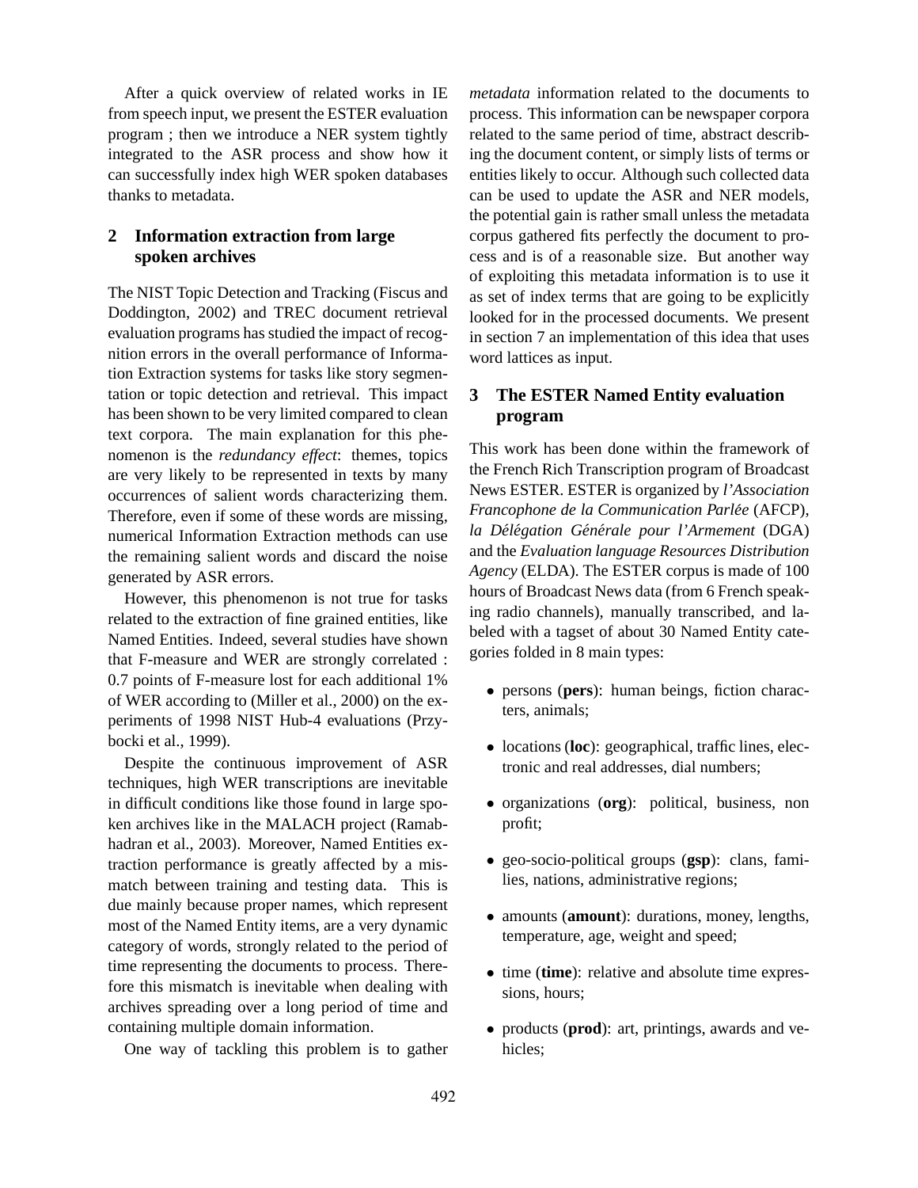After a quick overview of related works in IE from speech input, we present the ESTER evaluation program ; then we introduce a NER system tightly integrated to the ASR process and show how it can successfully index high WER spoken databases thanks to metadata.

## 2 Information extraction from large spoken archives

The NIST Topic Detection and Tracking (Fiscus and Doddington, 2002) and TREC document retrieval evaluation programs has studied the impact of recognition errors in the overall performance of Information Extraction systems for tasks like story segmentation or topic detection and retrieval. This impact has been shown to be very limited compared to clean text corpora. The main explanation for this phenomenon is the *redundancy effect*: themes, topics are very likely to be represented in texts by many occurrences of salient words characterizing them. Therefore, even if some of these words are missing, numerical Information Extraction methods can use the remaining salient words and discard the noise generated by ASR errors.

However, this phenomenon is not true for tasks related to the extraction of fine grained entities, like Named Entities. Indeed, several studies have shown that F-measure and WER are strongly correlated : 0.7 points of F-measure lost for each additional 1% of WER according to (Miller et al., 2000) on the experiments of 1998 NIST Hub-4 evaluations (Przybocki et al., 1999).

Despite the continuous improvement of ASR techniques, high WER transcriptions are inevitable in difficult conditions like those found in large spoken archives like in the MALACH project (Ramabhadran et al., 2003). Moreover, Named Entities extraction performance is greatly affected by a mismatch between training and testing data. This is due mainly because proper names, which represent most of the Named Entity items, are a very dynamic category of words, strongly related to the period of time representing the documents to process. Therefore this mismatch is inevitable when dealing with archives spreading over a long period of time and containing multiple domain information.

One way of tackling this problem is to gather *metadata* information related to the documents to process. This information can be newspaper corpora related to the same period of time, abstract describing the document content, or simply lists of terms or entities likely to occur. Although such collected data can be used to update the ASR and NER models, the potential gain is rather small unless the metadata corpus gathered fits perfectly the document to process and is of a reasonable size. But another way of exploiting this metadata information is to use it as set of index terms that are going to be explicitly looked for in the processed documents. We present in section 7 an implementation of this idea that uses word lattices as input.

## 3 The ESTER Named Entity evaluation program

This work has been done within the framework of the French Rich Transcription program of Broadcast News ESTER. ESTER is organized by *l'Association Francophone de la Communication Parlée* (AFCP), *la Délégation Générale pour l'Armement* (DGA) and the *Evaluation language Resources Distribution Agency* (ELDA). The ESTER corpus is made of 100 hours of Broadcast News data (from 6 French speaking radio channels), manually transcribed, and labeled with a tagset of about 30 Named Entity categories folded in 8 main types:

- persons (**pers**): human beings, fiction characters, animals;
- locations (**loc**): geographical, traffic lines, electronic and real addresses, dial numbers;
- organizations (**org**): political, business, non profit;
- geo-socio-political groups (**gsp**): clans, families, nations, administrative regions;
- amounts (**amount**): durations, money, lengths, temperature, age, weight and speed;
- time (**time**): relative and absolute time expressions, hours;
- products (**prod**): art, printings, awards and vehicles;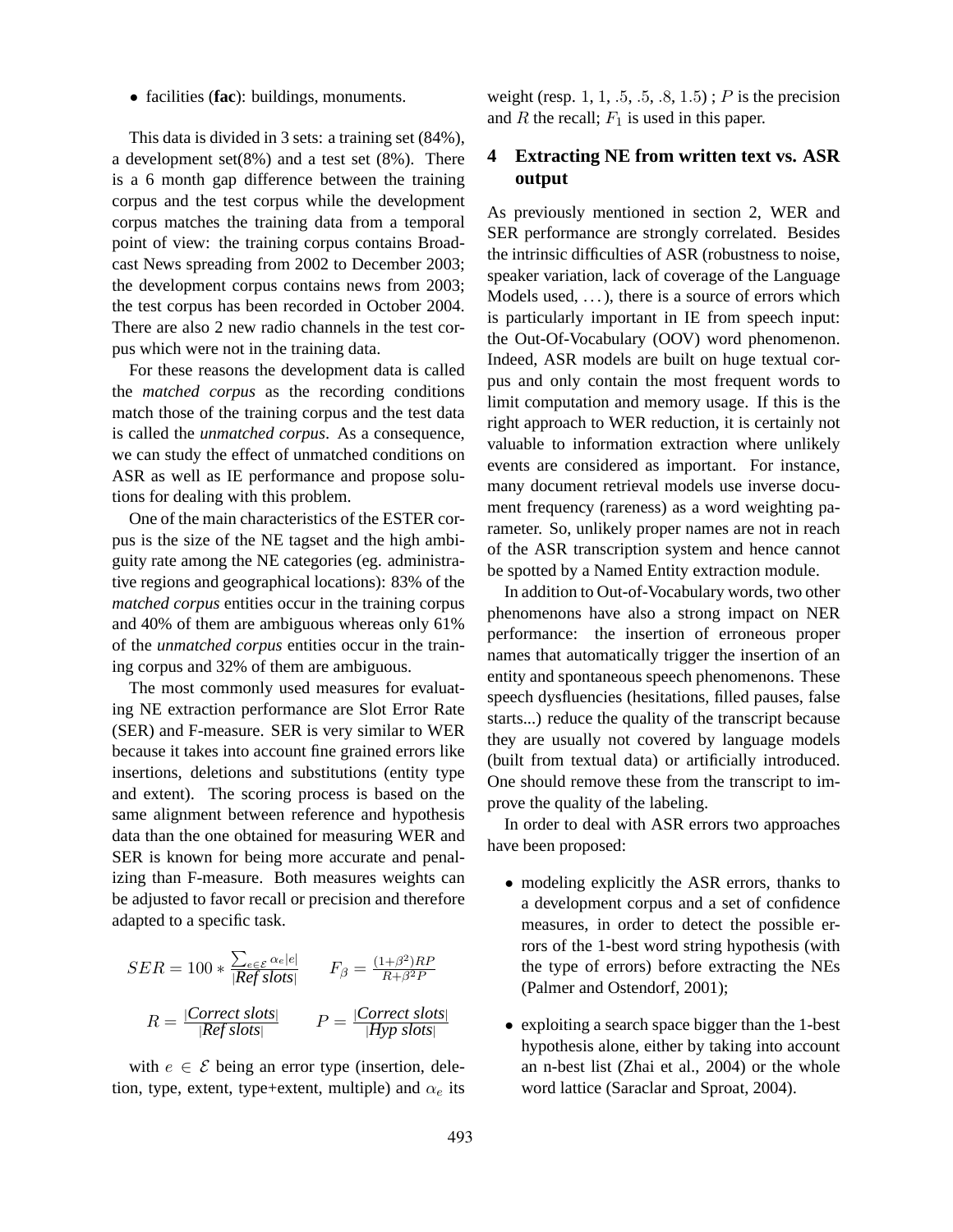- facilities (**fac**): buildings, monuments.

This data is divided in 3 sets: a training set (84%), a development set(8%) and a test set (8%). There is a 6 month gap difference between the training corpus and the test corpus while the development corpus matches the training data from a temporal point of view: the training corpus contains Broadcast News spreading from 2002 to December 2003; the development corpus contains news from 2003; the test corpus has been recorded in October 2004. There are also 2 new radio channels in the test corpus which were not in the training data.

For these reasons the development data is called the *matched corpus* as the recording conditions match those of the training corpus and the test data is called the *unmatched corpus*. As a consequence, we can study the effect of unmatched conditions on ASR as well as IE performance and propose solutions for dealing with this problem.

One of the main characteristics of the ESTER corpus is the size of the NE tagset and the high ambiguity rate among the NE categories (eg. administrative regions and geographical locations): 83% of the *matched corpus* entities occur in the training corpus and 40% of them are ambiguous whereas only 61% of the *unmatched corpus* entities occur in the training corpus and 32% of them are ambiguous.

The most commonly used measures for evaluating NE extraction performance are Slot Error Rate (SER) and F-measure. SER is very similar to WER because it takes into account fine grained errors like insertions, deletions and substitutions (entity type and extent). The scoring process is based on the same alignment between reference and hypothesis data than the one obtained for measuring WER and SER is known for being more accurate and penalizing than F-measure. Both measures weights can be adjusted to favor recall or precision and therefore adapted to a specific task.

$$SER = 100 * \frac{\sum_{e \in \mathcal{E}} \alpha_e |e|}{|\textit{Ref slots}|} \qquad F_\beta = \frac{(1+\beta^2)RP}{R+\beta^2 P}$$

$$R = \frac{|\textit{Correct slots}|}{|\textit{Ref slots}|} \qquad P = \frac{|\textit{Correct slots}|}{|\textit{Hyp slots}|}$$

with $e \in \mathcal{E}$ being an error type (insertion, deletion, type, extent, type+extent, multiple) and $\alpha_e$ its weight (resp. $1, 1, .5, .5, .8, 1.5$) ; $P$ is the precision and $R$ the recall; $F_1$ is used in this paper.

## 4 Extracting NE from written text vs. ASR output

As previously mentioned in section 2, WER and SER performance are strongly correlated. Besides the intrinsic difficulties of ASR (robustness to noise, speaker variation, lack of coverage of the Language Models used, ...), there is a source of errors which is particularly important in IE from speech input: the Out-Of-Vocabulary (OOV) word phenomenon. Indeed, ASR models are built on huge textual corpus and only contain the most frequent words to limit computation and memory usage. If this is the right approach to WER reduction, it is certainly not valuable to information extraction where unlikely events are considered as important. For instance, many document retrieval models use inverse document frequency (rareness) as a word weighting parameter. So, unlikely proper names are not in reach of the ASR transcription system and hence cannot be spotted by a Named Entity extraction module.

In addition to Out-of-Vocabulary words, two other phenomenons have also a strong impact on NER performance: the insertion of erroneous proper names that automatically trigger the insertion of an entity and spontaneous speech phenomenons. These speech dysfluencies (hesitations, filled pauses, false starts...) reduce the quality of the transcript because they are usually not covered by language models (built from textual data) or artificially introduced. One should remove these from the transcript to improve the quality of the labeling.

In order to deal with ASR errors two approaches have been proposed:

- modeling explicitly the ASR errors, thanks to a development corpus and a set of confidence measures, in order to detect the possible errors of the 1-best word string hypothesis (with the type of errors) before extracting the NEs (Palmer and Ostendorf, 2001);

- exploiting a search space bigger than the 1-best hypothesis alone, either by taking into account an n-best list (Zhai et al., 2004) or the whole word lattice (Saraclar and Sproat, 2004).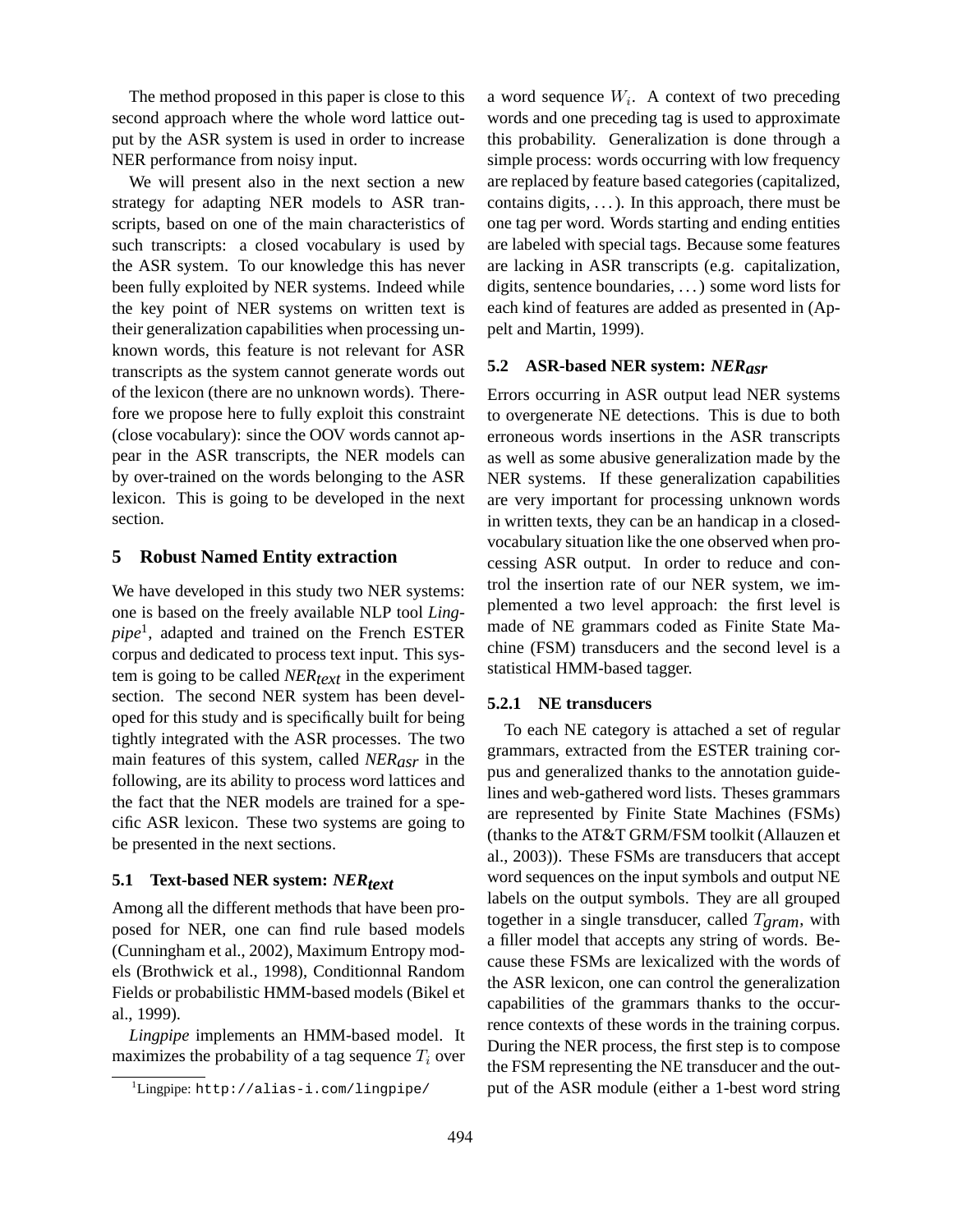The method proposed in this paper is close to this second approach where the whole word lattice output by the ASR system is used in order to increase NER performance from noisy input.

We will present also in the next section a new strategy for adapting NER models to ASR transcripts, based on one of the main characteristics of such transcripts: a closed vocabulary is used by the ASR system. To our knowledge this has never been fully exploited by NER systems. Indeed while the key point of NER systems on written text is their generalization capabilities when processing unknown words, this feature is not relevant for ASR transcripts as the system cannot generate words out of the lexicon (there are no unknown words). Therefore we propose here to fully exploit this constraint (close vocabulary): since the OOV words cannot appear in the ASR transcripts, the NER models can by over-trained on the words belonging to the ASR lexicon. This is going to be developed in the next section.

## 5 Robust Named Entity extraction

We have developed in this study two NER systems: one is based on the freely available NLP tool *Lingpipe*[1], adapted and trained on the French ESTER corpus and dedicated to process text input. This system is going to be called *NER$_{text}$* in the experiment section. The second NER system has been developed for this study and is specifically built for being tightly integrated with the ASR processes. The two main features of this system, called *NER$_{asr}$* in the following, are its ability to process word lattices and the fact that the NER models are trained for a specific ASR lexicon. These two systems are going to be presented in the next sections.

### 5.1 Text-based NER system: *NER$_{text}$*

Among all the different methods that have been proposed for NER, one can find rule based models (Cunningham et al., 2002), Maximum Entropy models (Brothwick et al., 1998), Conditionnal Random Fields or probabilistic HMM-based models (Bikel et al., 1999).

*Lingpipe* implements an HMM-based model. It maximizes the probability of a tag sequence $T_i$ over a word sequence $W_i$. A context of two preceding words and one preceding tag is used to approximate this probability. Generalization is done through a simple process: words occurring with low frequency are replaced by feature based categories (capitalized, contains digits, ...). In this approach, there must be one tag per word. Words starting and ending entities are labeled with special tags. Because some features are lacking in ASR transcripts (e.g. capitalization, digits, sentence boundaries, ...) some word lists for each kind of features are added as presented in (Appelt and Martin, 1999).

[1] Lingpipe: `http://alias-i.com/lingpipe/`

### 5.2 ASR-based NER system: *NER$_{asr}$*

Errors occurring in ASR output lead NER systems to overgenerate NE detections. This is due to both erroneous words insertions in the ASR transcripts as well as some abusive generalization made by the NER systems. If these generalization capabilities are very important for processing unknown words in written texts, they can be an handicap in a closed-vocabulary situation like the one observed when processing ASR output. In order to reduce and control the insertion rate of our NER system, we implemented a two level approach: the first level is made of NE grammars coded as Finite State Machine (FSM) transducers and the second level is a statistical HMM-based tagger.

#### 5.2.1 NE transducers

To each NE category is attached a set of regular grammars, extracted from the ESTER training corpus and generalized thanks to the annotation guidelines and web-gathered word lists. Theses grammars are represented by Finite State Machines (FSMs) (thanks to the AT&T GRM/FSM toolkit (Allauzen et al., 2003)). These FSMs are transducers that accept word sequences on the input symbols and output NE labels on the output symbols. They are all grouped together in a single transducer, called $T_{gram}$, with a filler model that accepts any string of words. Because these FSMs are lexicalized with the words of the ASR lexicon, one can control the generalization capabilities of the grammars thanks to the occurrence contexts of these words in the training corpus. During the NER process, the first step is to compose the FSM representing the NE transducer and the output of the ASR module (either a 1-best word string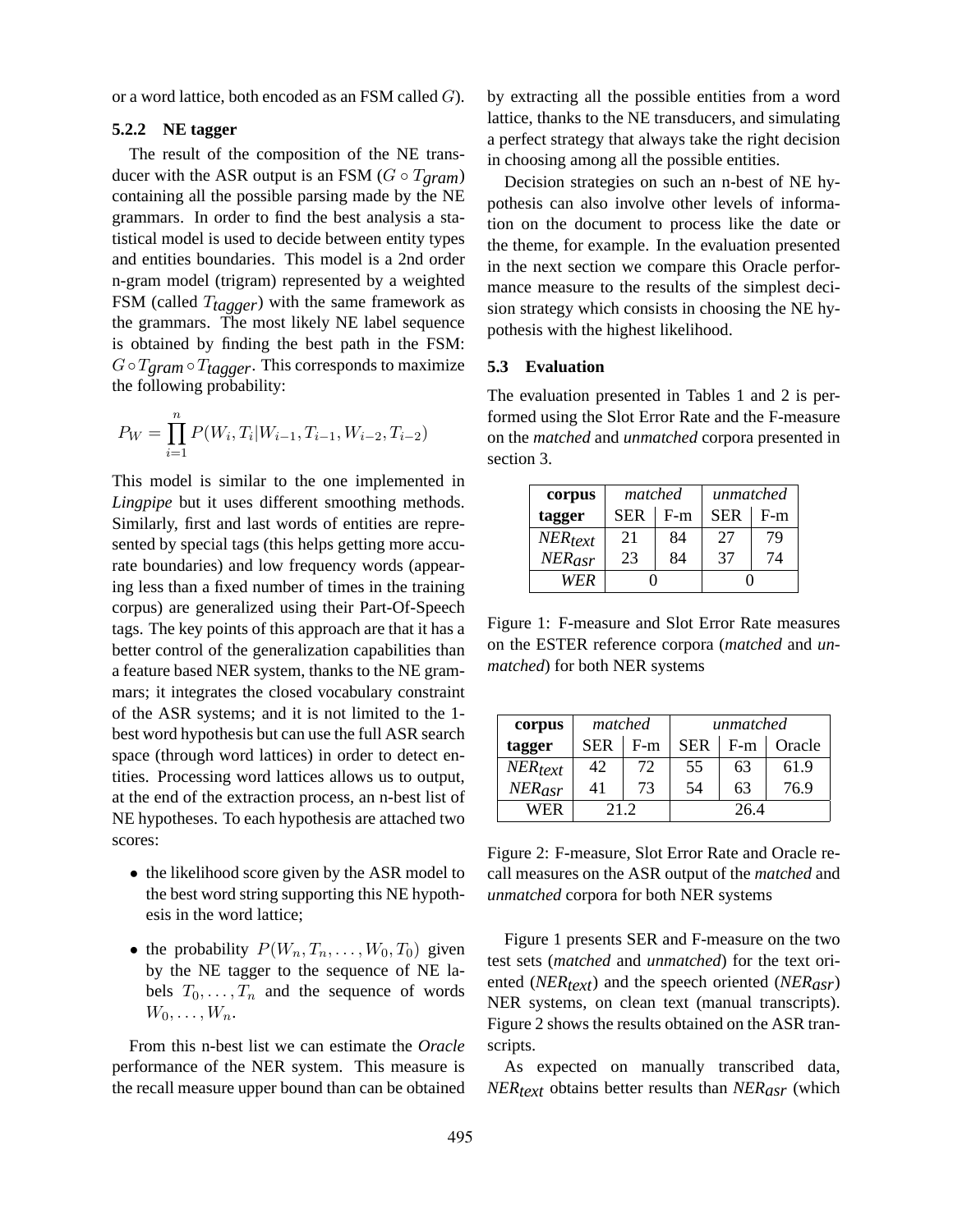or a word lattice, both encoded as an FSM called $G$).

#### 5.2.2 NE tagger

The result of the composition of the NE transducer with the ASR output is an FSM ($G \circ T_{gram}$) containing all the possible parsing made by the NE grammars. In order to find the best analysis a statistical model is used to decide between entity types and entities boundaries. This model is a 2nd order n-gram model (trigram) represented by a weighted FSM (called $T_{tagger}$) with the same framework as the grammars. The most likely NE label sequence is obtained by finding the best path in the FSM: $G \circ T_{gram} \circ T_{tagger}$. This corresponds to maximize the following probability:

$$P_W = \prod_{i=1}^{n} P(W_i, T_i | W_{i-1}, T_{i-1}, W_{i-2}, T_{i-2})$$

This model is similar to the one implemented in *Lingpipe* but it uses different smoothing methods. Similarly, first and last words of entities are represented by special tags (this helps getting more accurate boundaries) and low frequency words (appearing less than a fixed number of times in the training corpus) are generalized using their Part-Of-Speech tags. The key points of this approach are that it has a better control of the generalization capabilities than a feature based NER system, thanks to the NE grammars; it integrates the closed vocabulary constraint of the ASR systems; and it is not limited to the 1-best word hypothesis but can use the full ASR search space (through word lattices) in order to detect entities. Processing word lattices allows us to output, at the end of the extraction process, an n-best list of NE hypotheses. To each hypothesis are attached two scores:

- the likelihood score given by the ASR model to the best word string supporting this NE hypothesis in the word lattice;
- the probability $P(W_n, T_n, \ldots, W_0, T_0)$ given by the NE tagger to the sequence of NE labels $T_0, \ldots, T_n$ and the sequence of words $W_0, \ldots, W_n$.

From this n-best list we can estimate the *Oracle* performance of the NER system. This measure is the recall measure upper bound than can be obtained by extracting all the possible entities from a word lattice, thanks to the NE transducers, and simulating a perfect strategy that always take the right decision in choosing among all the possible entities.

Decision strategies on such an n-best of NE hypothesis can also involve other levels of information on the document to process like the date or the theme, for example. In the evaluation presented in the next section we compare this Oracle performance measure to the results of the simplest decision strategy which consists in choosing the NE hypothesis with the highest likelihood.

### 5.3 Evaluation

The evaluation presented in Tables 1 and 2 is performed using the Slot Error Rate and the F-measure on the *matched* and *unmatched* corpora presented in section 3.

| corpus | *matched* | | *unmatched* | |
|---|---|---|---|---|
| tagger | SER | F-m | SER | F-m |
| $NER_{text}$ | 21 | 84 | 27 | 79 |
| $NER_{asr}$ | 23 | 84 | 37 | 74 |
| *WER* | 0 | | 0 | |

Figure 1: F-measure and Slot Error Rate measures on the ESTER reference corpora (*matched* and *unmatched*) for both NER systems

| corpus | *matched* | | *unmatched* | | |
|---|---|---|---|---|---|
| tagger | SER | F-m | SER | F-m | Oracle |
| $NER_{text}$ | 42 | 72 | 55 | 63 | 61.9 |
| $NER_{asr}$ | 41 | 73 | 54 | 63 | 76.9 |
| WER | 21.2 | | 26.4 | | |

Figure 2: F-measure, Slot Error Rate and Oracle recall measures on the ASR output of the *matched* and *unmatched* corpora for both NER systems

Figure 1 presents SER and F-measure on the two test sets (*matched* and *unmatched*) for the text oriented ($NER_{text}$) and the speech oriented ($NER_{asr}$) NER systems, on clean text (manual transcripts). Figure 2 shows the results obtained on the ASR transcripts.

As expected on manually transcribed data, $NER_{text}$ obtains better results than $NER_{asr}$ (which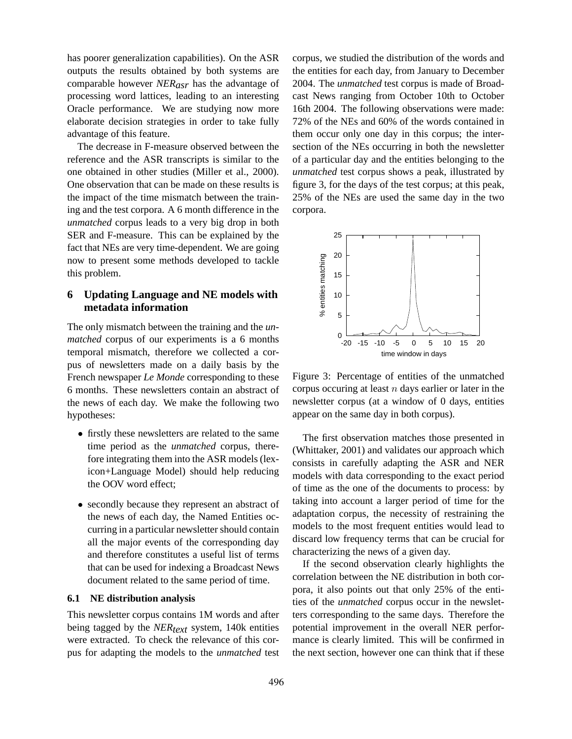has poorer generalization capabilities). On the ASR outputs the results obtained by both systems are comparable however $NER_{asr}$ has the advantage of processing word lattices, leading to an interesting Oracle performance. We are studying now more elaborate decision strategies in order to take fully advantage of this feature.

The decrease in F-measure observed between the reference and the ASR transcripts is similar to the one obtained in other studies (Miller et al., 2000). One observation that can be made on these results is the impact of the time mismatch between the training and the test corpora. A 6 month difference in the *unmatched* corpus leads to a very big drop in both SER and F-measure. This can be explained by the fact that NEs are very time-dependent. We are going now to present some methods developed to tackle this problem.

## 6 Updating Language and NE models with metadata information

The only mismatch between the training and the *unmatched* corpus of our experiments is a 6 months temporal mismatch, therefore we collected a corpus of newsletters made on a daily basis by the French newspaper *Le Monde* corresponding to these 6 months. These newsletters contain an abstract of the news of each day. We make the following two hypotheses:

- firstly these newsletters are related to the same time period as the *unmatched* corpus, therefore integrating them into the ASR models (lexicon+Language Model) should help reducing the OOV word effect;
- secondly because they represent an abstract of the news of each day, the Named Entities occurring in a particular newsletter should contain all the major events of the corresponding day and therefore constitutes a useful list of terms that can be used for indexing a Broadcast News document related to the same period of time.

### 6.1 NE distribution analysis

This newsletter corpus contains 1M words and after being tagged by the $NER_{text}$ system, 140k entities were extracted. To check the relevance of this corpus for adapting the models to the *unmatched* test corpus, we studied the distribution of the words and the entities for each day, from January to December 2004. The *unmatched* test corpus is made of Broadcast News ranging from October 10th to October 16th 2004. The following observations were made: 72% of the NEs and 60% of the words contained in them occur only one day in this corpus; the intersection of the NEs occurring in both the newsletter of a particular day and the entities belonging to the *unmatched* test corpus shows a peak, illustrated by figure 3, for the days of the test corpus; at this peak, 25% of the NEs are used the same day in the two corpora.

Figure 3: Percentage of entities of the unmatched corpus occuring at least $n$ days earlier or later in the newsletter corpus (at a window of 0 days, entities appear on the same day in both corpus).

The first observation matches those presented in (Whittaker, 2001) and validates our approach which consists in carefully adapting the ASR and NER models with data corresponding to the exact period of time as the one of the documents to process: by taking into account a larger period of time for the adaptation corpus, the necessity of restraining the models to the most frequent entities would lead to discard low frequency terms that can be crucial for characterizing the news of a given day.

If the second observation clearly highlights the correlation between the NE distribution in both corpora, it also points out that only 25% of the entities of the *unmatched* corpus occur in the newsletters corresponding to the same days. Therefore the potential improvement in the overall NER performance is clearly limited. This will be confirmed in the next section, however one can think that if these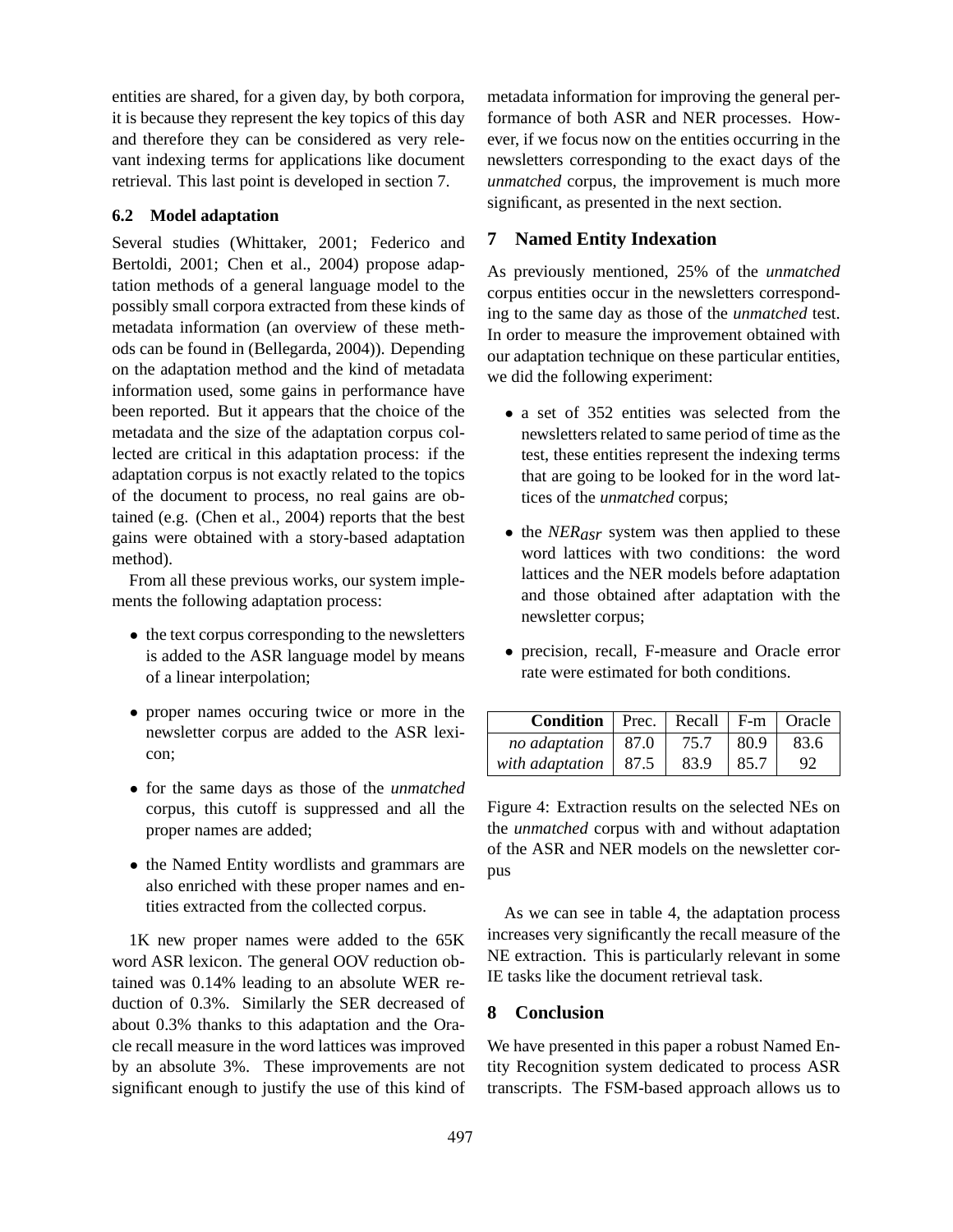entities are shared, for a given day, by both corpora, it is because they represent the key topics of this day and therefore they can be considered as very relevant indexing terms for applications like document retrieval. This last point is developed in section 7.

### 6.2 Model adaptation

Several studies (Whittaker, 2001; Federico and Bertoldi, 2001; Chen et al., 2004) propose adaptation methods of a general language model to the possibly small corpora extracted from these kinds of metadata information (an overview of these methods can be found in (Bellegarda, 2004)). Depending on the adaptation method and the kind of metadata information used, some gains in performance have been reported. But it appears that the choice of the metadata and the size of the adaptation corpus collected are critical in this adaptation process: if the adaptation corpus is not exactly related to the topics of the document to process, no real gains are obtained (e.g. (Chen et al., 2004) reports that the best gains were obtained with a story-based adaptation method).

From all these previous works, our system implements the following adaptation process:

- the text corpus corresponding to the newsletters is added to the ASR language model by means of a linear interpolation;
- proper names occuring twice or more in the newsletter corpus are added to the ASR lexicon;
- for the same days as those of the *unmatched* corpus, this cutoff is suppressed and all the proper names are added;
- the Named Entity wordlists and grammars are also enriched with these proper names and entities extracted from the collected corpus.

1K new proper names were added to the 65K word ASR lexicon. The general OOV reduction obtained was 0.14% leading to an absolute WER reduction of 0.3%. Similarly the SER decreased of about 0.3% thanks to this adaptation and the Oracle recall measure in the word lattices was improved by an absolute 3%. These improvements are not significant enough to justify the use of this kind of metadata information for improving the general performance of both ASR and NER processes. However, if we focus now on the entities occurring in the newsletters corresponding to the exact days of the *unmatched* corpus, the improvement is much more significant, as presented in the next section.

## 7 Named Entity Indexation

As previously mentioned, 25% of the *unmatched* corpus entities occur in the newsletters corresponding to the same day as those of the *unmatched* test. In order to measure the improvement obtained with our adaptation technique on these particular entities, we did the following experiment:

- a set of 352 entities was selected from the newsletters related to same period of time as the test, these entities represent the indexing terms that are going to be looked for in the word lattices of the *unmatched* corpus;
- the $NER_{asr}$ system was then applied to these word lattices with two conditions: the word lattices and the NER models before adaptation and those obtained after adaptation with the newsletter corpus;
- precision, recall, F-measure and Oracle error rate were estimated for both conditions.

| **Condition** | Prec. | Recall | F-m | Oracle |
|---|---|---|---|---|
| *no adaptation* | 87.0 | 75.7 | 80.9 | 83.6 |
| *with adaptation* | 87.5 | 83.9 | 85.7 | 92 |

Figure 4: Extraction results on the selected NEs on the *unmatched* corpus with and without adaptation of the ASR and NER models on the newsletter corpus

As we can see in table 4, the adaptation process increases very significantly the recall measure of the NE extraction. This is particularly relevant in some IE tasks like the document retrieval task.

## 8 Conclusion

We have presented in this paper a robust Named Entity Recognition system dedicated to process ASR transcripts. The FSM-based approach allows us to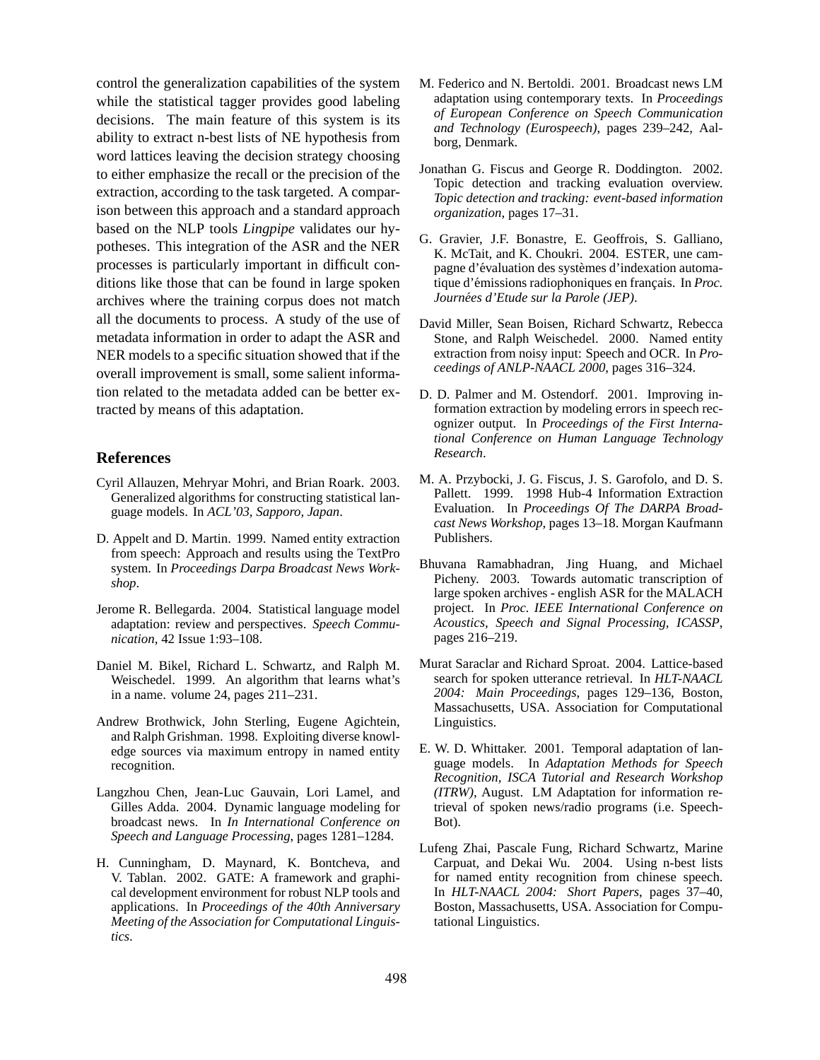control the generalization capabilities of the system while the statistical tagger provides good labeling decisions. The main feature of this system is its ability to extract n-best lists of NE hypothesis from word lattices leaving the decision strategy choosing to either emphasize the recall or the precision of the extraction, according to the task targeted. A comparison between this approach and a standard approach based on the NLP tools *Lingpipe* validates our hypotheses. This integration of the ASR and the NER processes is particularly important in difficult conditions like those that can be found in large spoken archives where the training corpus does not match all the documents to process. A study of the use of metadata information in order to adapt the ASR and NER models to a specific situation showed that if the overall improvement is small, some salient information related to the metadata added can be better extracted by means of this adaptation.

## References

Cyril Allauzen, Mehryar Mohri, and Brian Roark. 2003. Generalized algorithms for constructing statistical language models. In *ACL'03, Sapporo, Japan*.

D. Appelt and D. Martin. 1999. Named entity extraction from speech: Approach and results using the TextPro system. In *Proceedings Darpa Broadcast News Workshop*.

Jerome R. Bellegarda. 2004. Statistical language model adaptation: review and perspectives. *Speech Communication*, 42 Issue 1:93–108.

Daniel M. Bikel, Richard L. Schwartz, and Ralph M. Weischedel. 1999. An algorithm that learns what's in a name. volume 24, pages 211–231.

Andrew Brothwick, John Sterling, Eugene Agichtein, and Ralph Grishman. 1998. Exploiting diverse knowledge sources via maximum entropy in named entity recognition.

Langzhou Chen, Jean-Luc Gauvain, Lori Lamel, and Gilles Adda. 2004. Dynamic language modeling for broadcast news. In *In International Conference on Speech and Language Processing*, pages 1281–1284.

H. Cunningham, D. Maynard, K. Bontcheva, and V. Tablan. 2002. GATE: A framework and graphical development environment for robust NLP tools and applications. In *Proceedings of the 40th Anniversary Meeting of the Association for Computational Linguistics*.

M. Federico and N. Bertoldi. 2001. Broadcast news LM adaptation using contemporary texts. In *Proceedings of European Conference on Speech Communication and Technology (Eurospeech)*, pages 239–242, Aalborg, Denmark.

Jonathan G. Fiscus and George R. Doddington. 2002. Topic detection and tracking evaluation overview. *Topic detection and tracking: event-based information organization*, pages 17–31.

G. Gravier, J.F. Bonastre, E. Geoffrois, S. Galliano, K. McTait, and K. Choukri. 2004. ESTER, une campagne d'évaluation des systèmes d'indexation automatique d'émissions radiophoniques en français. In *Proc. Journées d'Etude sur la Parole (JEP)*.

David Miller, Sean Boisen, Richard Schwartz, Rebecca Stone, and Ralph Weischedel. 2000. Named entity extraction from noisy input: Speech and OCR. In *Proceedings of ANLP-NAACL 2000*, pages 316–324.

D. D. Palmer and M. Ostendorf. 2001. Improving information extraction by modeling errors in speech recognizer output. In *Proceedings of the First International Conference on Human Language Technology Research*.

M. A. Przybocki, J. G. Fiscus, J. S. Garofolo, and D. S. Pallett. 1999. 1998 Hub-4 Information Extraction Evaluation. In *Proceedings Of The DARPA Broadcast News Workshop*, pages 13–18. Morgan Kaufmann Publishers.

Bhuvana Ramabhadran, Jing Huang, and Michael Picheny. 2003. Towards automatic transcription of large spoken archives - english ASR for the MALACH project. In *Proc. IEEE International Conference on Acoustics, Speech and Signal Processing, ICASSP*, pages 216–219.

Murat Saraclar and Richard Sproat. 2004. Lattice-based search for spoken utterance retrieval. In *HLT-NAACL 2004: Main Proceedings*, pages 129–136, Boston, Massachusetts, USA. Association for Computational Linguistics.

E. W. D. Whittaker. 2001. Temporal adaptation of language models. In *Adaptation Methods for Speech Recognition, ISCA Tutorial and Research Workshop (ITRW)*, August. LM Adaptation for information retrieval of spoken news/radio programs (i.e. SpeechBot).

Lufeng Zhai, Pascale Fung, Richard Schwartz, Marine Carpuat, and Dekai Wu. 2004. Using n-best lists for named entity recognition from chinese speech. In *HLT-NAACL 2004: Short Papers*, pages 37–40, Boston, Massachusetts, USA. Association for Computational Linguistics.